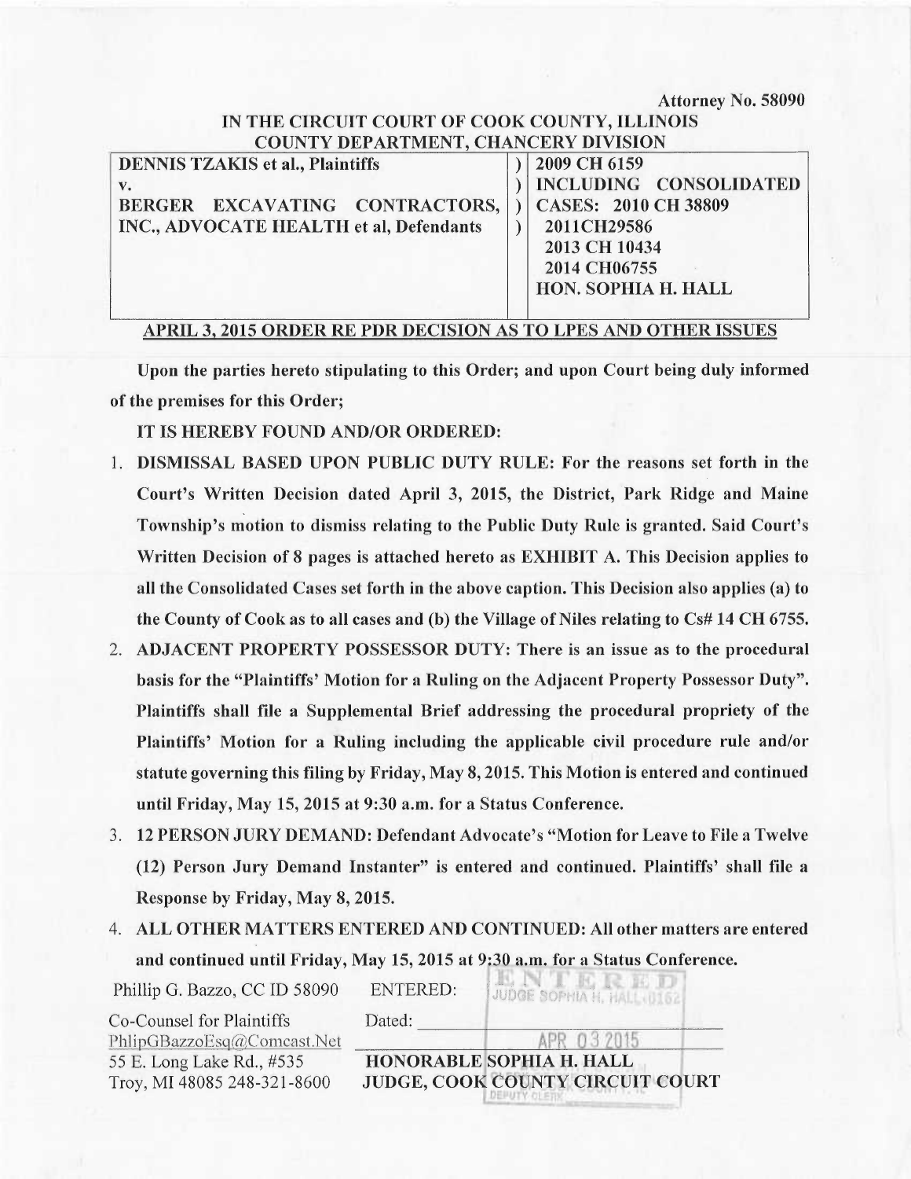Attorney No. 58090

IN THE CIRCUIT COURT OF COOK COUNTY, ILLINOIS
COUNTY DEPARTMENT, CHANCERY DIVISION

| | | |
|---|---|---|
| **DENNIS TZAKIS et al., Plaintiffs** | ) | **2009 CH 6159** |
| **v.** | ) | **INCLUDING CONSOLIDATED** |
| **BERGER EXCAVATING CONTRACTORS,** | ) | **CASES: 2010 CH 38809** |
| **INC., ADVOCATE HEALTH et al, Defendants** | ) | **2011CH29586** |
| | | **2013 CH 10434** |
| | | **2014 CH06755** |
| | | **HON. SOPHIA H. HALL** |

**APRIL 3, 2015 ORDER RE PDR DECISION AS TO LPES AND OTHER ISSUES**

**Upon the parties hereto stipulating to this Order; and upon Court being duly informed of the premises for this Order;**

**IT IS HEREBY FOUND AND/OR ORDERED:**

1. **DISMISSAL BASED UPON PUBLIC DUTY RULE: For the reasons set forth in the Court's Written Decision dated April 3, 2015, the District, Park Ridge and Maine Township's motion to dismiss relating to the Public Duty Rule is granted. Said Court's Written Decision of 8 pages is attached hereto as EXHIBIT A. This Decision applies to all the Consolidated Cases set forth in the above caption. This Decision also applies (a) to the County of Cook as to all cases and (b) the Village of Niles relating to Cs# 14 CH 6755.**
2. **ADJACENT PROPERTY POSSESSOR DUTY: There is an issue as to the procedural basis for the "Plaintiffs' Motion for a Ruling on the Adjacent Property Possessor Duty". Plaintiffs shall file a Supplemental Brief addressing the procedural propriety of the Plaintiffs' Motion for a Ruling including the applicable civil procedure rule and/or statute governing this filing by Friday, May 8, 2015. This Motion is entered and continued until Friday, May 15, 2015 at 9:30 a.m. for a Status Conference.**
3. **12 PERSON JURY DEMAND: Defendant Advocate's "Motion for Leave to File a Twelve (12) Person Jury Demand Instanter" is entered and continued. Plaintiffs' shall file a Response by Friday, May 8, 2015.**
4. **ALL OTHER MATTERS ENTERED AND CONTINUED: All other matters are entered and continued until Friday, May 15, 2015 at 9:30 a.m. for a Status Conference.**

Phillip G. Bazzo, CC ID 58090
Co-Counsel for Plaintiffs
PhlipGBazzoEsq@Comcast.Net
55 E. Long Lake Rd., #535
Troy, MI 48085 248-321-8600

ENTERED: ENTERED JUDGE SOPHIA H. HALL-0162

Dated: APR 03 2015

**HONORABLE SOPHIA H. HALL**
**JUDGE, COOK COUNTY CIRCUIT COURT**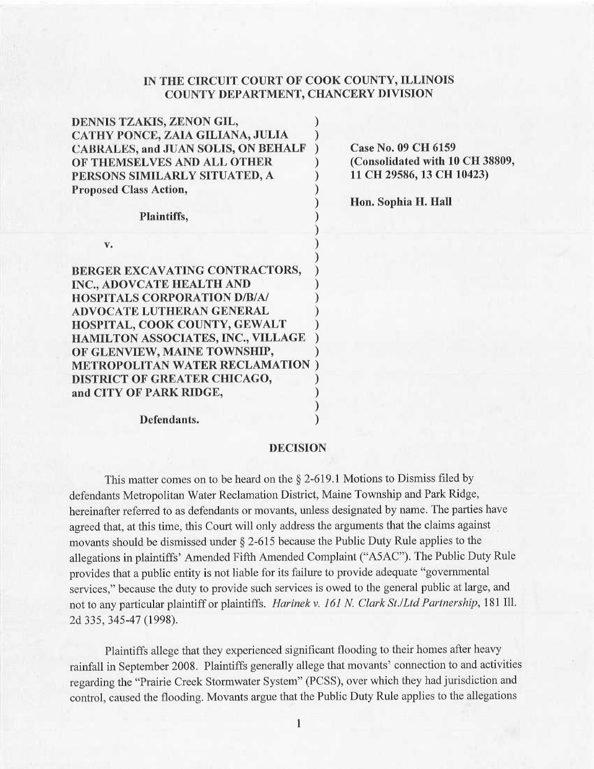# IN THE CIRCUIT COURT OF COOK COUNTY, ILLINOIS
# COUNTY DEPARTMENT, CHANCERY DIVISION

DENNIS TZAKIS, ZENON GIL, CATHY PONCE, ZAIA GILIANA, JULIA CABRALES, and JUAN SOLIS, ON BEHALF OF THEMSELVES AND ALL OTHER PERSONS SIMILARLY SITUATED, A Proposed Class Action,

Plaintiffs,

v.

BERGER EXCAVATING CONTRACTORS, INC., ADOVCATE HEALTH AND HOSPITALS CORPORATION D/B/A/ ADVOCATE LUTHERAN GENERAL HOSPITAL, COOK COUNTY, GEWALT HAMILTON ASSOCIATES, INC., VILLAGE OF GLENVIEW, MAINE TOWNSHIP, METROPOLITAN WATER RECLAMATION DISTRICT OF GREATER CHICAGO, and CITY OF PARK RIDGE,

Defendants.

**Case No. 09 CH 6159**
**(Consolidated with 10 CH 38809, 11 CH 29586, 13 CH 10423)**

**Hon. Sophia H. Hall**

## DECISION

This matter comes on to be heard on the § 2-619.1 Motions to Dismiss filed by defendants Metropolitan Water Reclamation District, Maine Township and Park Ridge, hereinafter referred to as defendants or movants, unless designated by name. The parties have agreed that, at this time, this Court will only address the arguments that the claims against movants should be dismissed under § 2-615 because the Public Duty Rule applies to the allegations in plaintiffs' Amended Fifth Amended Complaint ("A5AC"). The Public Duty Rule provides that a public entity is not liable for its failure to provide adequate "governmental services," because the duty to provide such services is owed to the general public at large, and not to any particular plaintiff or plaintiffs. *Harinek v. 161 N. Clark St./Ltd Partnership*, 181 Ill. 2d 335, 345-47 (1998).

Plaintiffs allege that they experienced significant flooding to their homes after heavy rainfall in September 2008. Plaintiffs generally allege that movants' connection to and activities regarding the "Prairie Creek Stormwater System" (PCSS), over which they had jurisdiction and control, caused the flooding. Movants argue that the Public Duty Rule applies to the allegations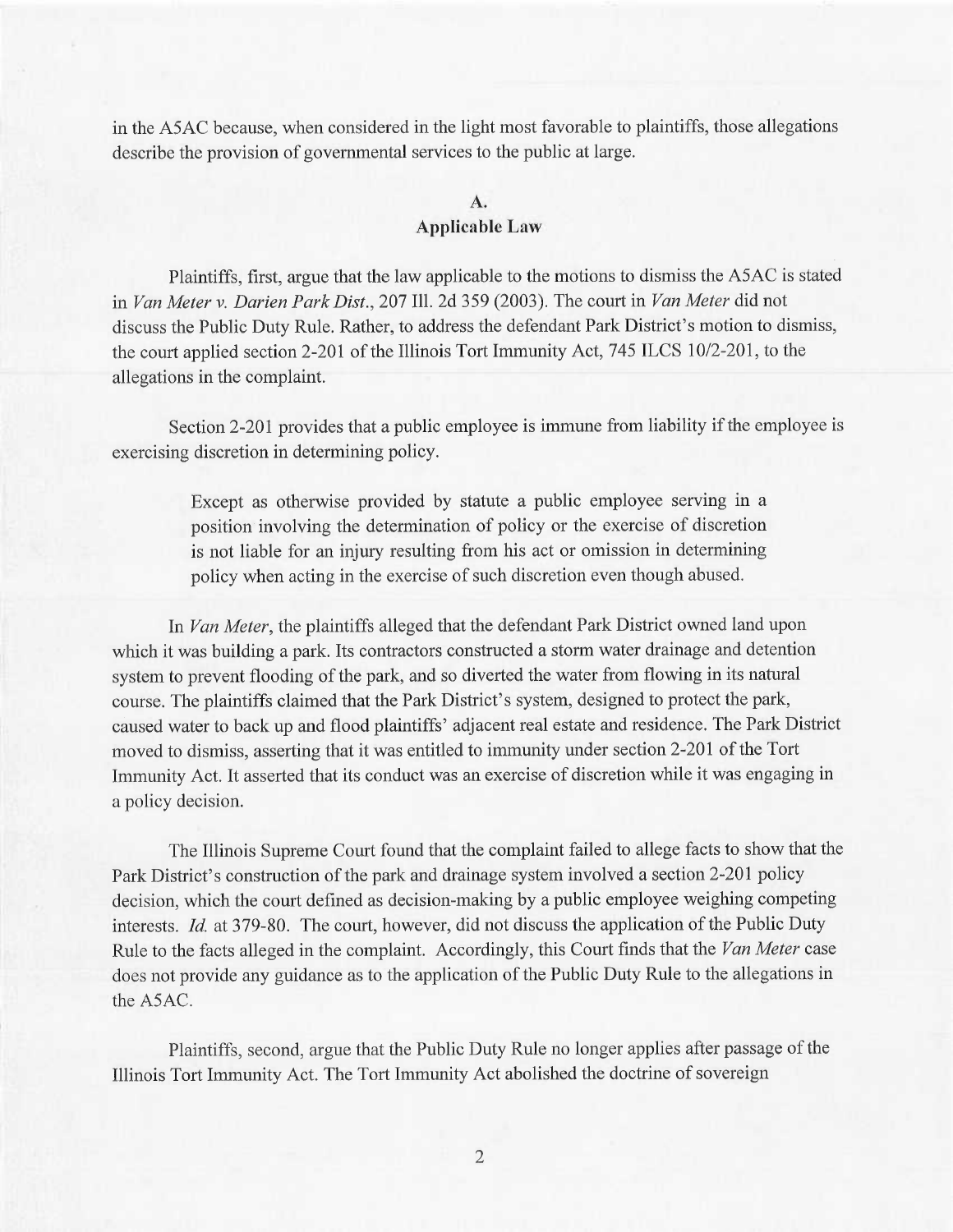in the A5AC because, when considered in the light most favorable to plaintiffs, those allegations describe the provision of governmental services to the public at large.

## A.
## Applicable Law

Plaintiffs, first, argue that the law applicable to the motions to dismiss the A5AC is stated in *Van Meter v. Darien Park Dist.*, 207 Ill. 2d 359 (2003). The court in *Van Meter* did not discuss the Public Duty Rule. Rather, to address the defendant Park District's motion to dismiss, the court applied section 2-201 of the Illinois Tort Immunity Act, 745 ILCS 10/2-201, to the allegations in the complaint.

Section 2-201 provides that a public employee is immune from liability if the employee is exercising discretion in determining policy.

> Except as otherwise provided by statute a public employee serving in a position involving the determination of policy or the exercise of discretion is not liable for an injury resulting from his act or omission in determining policy when acting in the exercise of such discretion even though abused.

In *Van Meter*, the plaintiffs alleged that the defendant Park District owned land upon which it was building a park. Its contractors constructed a storm water drainage and detention system to prevent flooding of the park, and so diverted the water from flowing in its natural course. The plaintiffs claimed that the Park District's system, designed to protect the park, caused water to back up and flood plaintiffs' adjacent real estate and residence. The Park District moved to dismiss, asserting that it was entitled to immunity under section 2-201 of the Tort Immunity Act. It asserted that its conduct was an exercise of discretion while it was engaging in a policy decision.

The Illinois Supreme Court found that the complaint failed to allege facts to show that the Park District's construction of the park and drainage system involved a section 2-201 policy decision, which the court defined as decision-making by a public employee weighing competing interests. *Id.* at 379-80. The court, however, did not discuss the application of the Public Duty Rule to the facts alleged in the complaint. Accordingly, this Court finds that the *Van Meter* case does not provide any guidance as to the application of the Public Duty Rule to the allegations in the A5AC.

Plaintiffs, second, argue that the Public Duty Rule no longer applies after passage of the Illinois Tort Immunity Act. The Tort Immunity Act abolished the doctrine of sovereign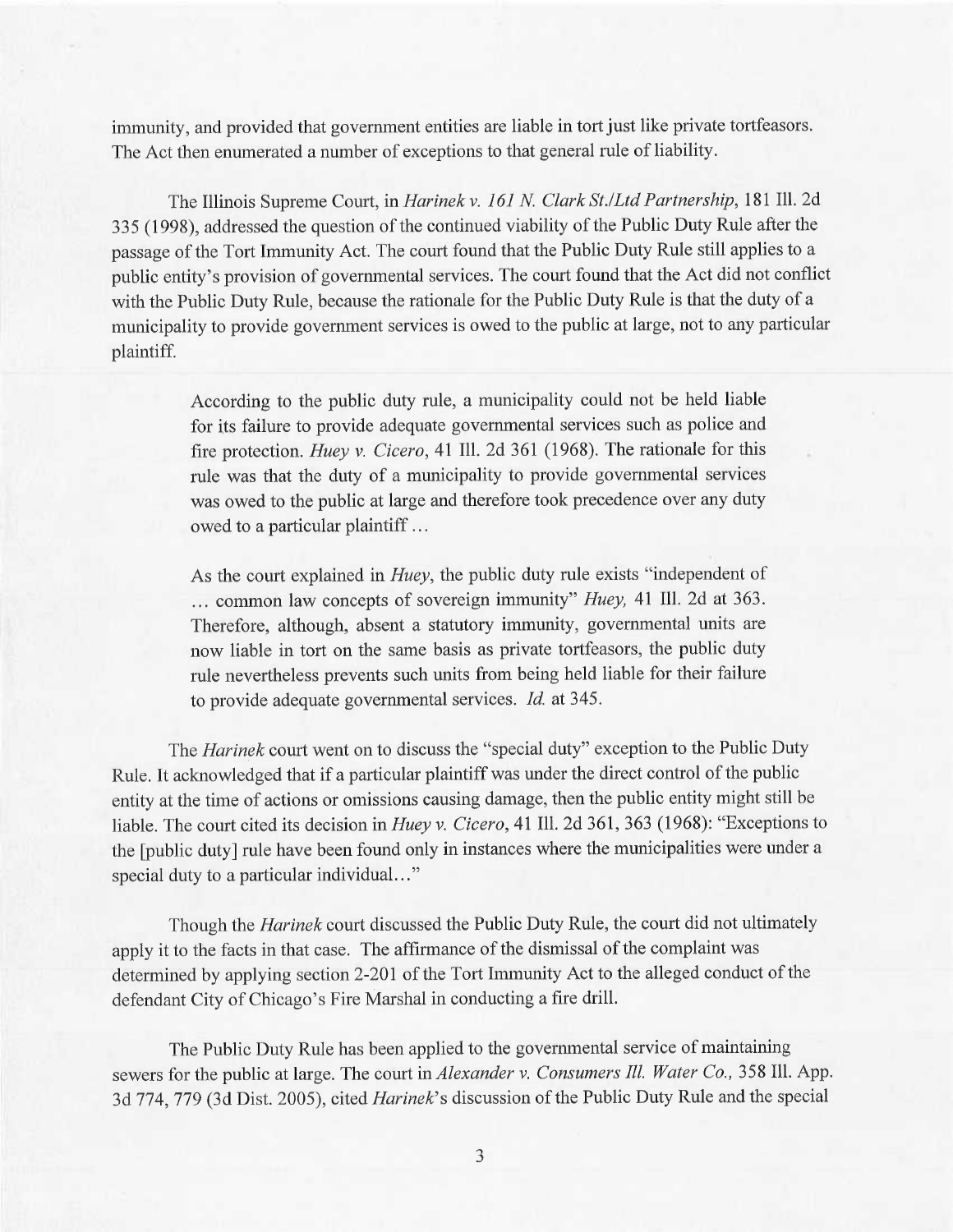immunity, and provided that government entities are liable in tort just like private tortfeasors. The Act then enumerated a number of exceptions to that general rule of liability.

The Illinois Supreme Court, in *Harinek v. 161 N. Clark St./Ltd Partnership*, 181 Ill. 2d 335 (1998), addressed the question of the continued viability of the Public Duty Rule after the passage of the Tort Immunity Act. The court found that the Public Duty Rule still applies to a public entity's provision of governmental services. The court found that the Act did not conflict with the Public Duty Rule, because the rationale for the Public Duty Rule is that the duty of a municipality to provide government services is owed to the public at large, not to any particular plaintiff.

> According to the public duty rule, a municipality could not be held liable for its failure to provide adequate governmental services such as police and fire protection. *Huey v. Cicero*, 41 Ill. 2d 361 (1968). The rationale for this rule was that the duty of a municipality to provide governmental services was owed to the public at large and therefore took precedence over any duty owed to a particular plaintiff …
>
> As the court explained in *Huey*, the public duty rule exists "independent of … common law concepts of sovereign immunity" *Huey,* 41 Ill. 2d at 363. Therefore, although, absent a statutory immunity, governmental units are now liable in tort on the same basis as private tortfeasors, the public duty rule nevertheless prevents such units from being held liable for their failure to provide adequate governmental services. *Id.* at 345.

The *Harinek* court went on to discuss the "special duty" exception to the Public Duty Rule. It acknowledged that if a particular plaintiff was under the direct control of the public entity at the time of actions or omissions causing damage, then the public entity might still be liable. The court cited its decision in *Huey v. Cicero*, 41 Ill. 2d 361, 363 (1968): "Exceptions to the [public duty] rule have been found only in instances where the municipalities were under a special duty to a particular individual…"

Though the *Harinek* court discussed the Public Duty Rule, the court did not ultimately apply it to the facts in that case. The affirmance of the dismissal of the complaint was determined by applying section 2-201 of the Tort Immunity Act to the alleged conduct of the defendant City of Chicago's Fire Marshal in conducting a fire drill.

The Public Duty Rule has been applied to the governmental service of maintaining sewers for the public at large. The court in *Alexander v. Consumers Ill. Water Co.,* 358 Ill. App. 3d 774, 779 (3d Dist. 2005), cited *Harinek*'s discussion of the Public Duty Rule and the special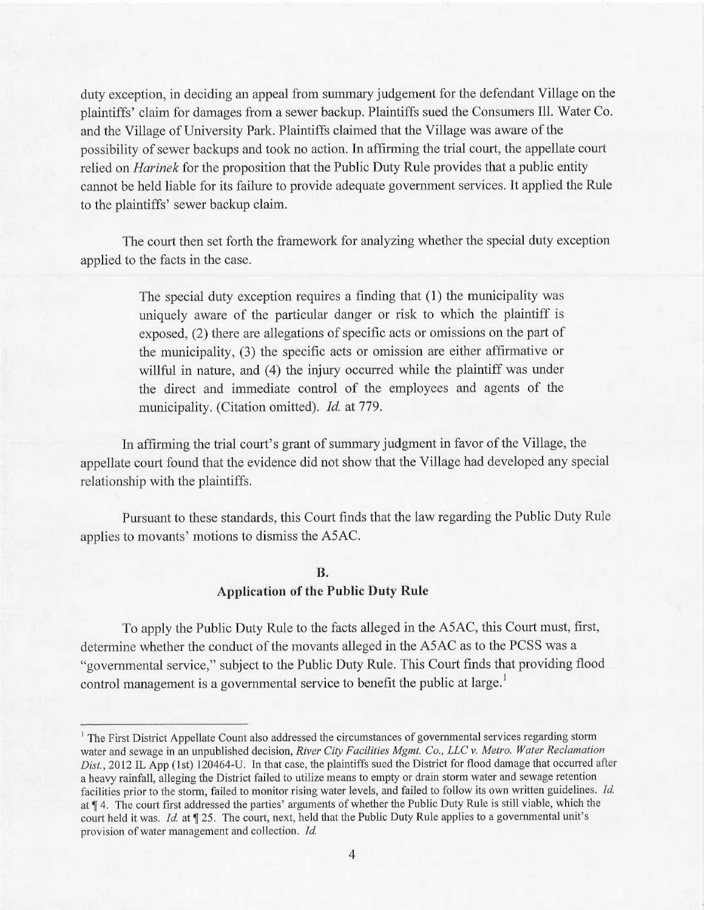duty exception, in deciding an appeal from summary judgement for the defendant Village on the plaintiffs' claim for damages from a sewer backup. Plaintiffs sued the Consumers Ill. Water Co. and the Village of University Park. Plaintiffs claimed that the Village was aware of the possibility of sewer backups and took no action. In affirming the trial court, the appellate court relied on *Harinek* for the proposition that the Public Duty Rule provides that a public entity cannot be held liable for its failure to provide adequate government services. It applied the Rule to the plaintiffs' sewer backup claim.

The court then set forth the framework for analyzing whether the special duty exception applied to the facts in the case.

> The special duty exception requires a finding that (1) the municipality was uniquely aware of the particular danger or risk to which the plaintiff is exposed, (2) there are allegations of specific acts or omissions on the part of the municipality, (3) the specific acts or omission are either affirmative or willful in nature, and (4) the injury occurred while the plaintiff was under the direct and immediate control of the employees and agents of the municipality. (Citation omitted). *Id.* at 779.

In affirming the trial court's grant of summary judgment in favor of the Village, the appellate court found that the evidence did not show that the Village had developed any special relationship with the plaintiffs.

Pursuant to these standards, this Court finds that the law regarding the Public Duty Rule applies to movants' motions to dismiss the A5AC.

## B.
## Application of the Public Duty Rule

To apply the Public Duty Rule to the facts alleged in the A5AC, this Court must, first, determine whether the conduct of the movants alleged in the A5AC as to the PCSS was a "governmental service," subject to the Public Duty Rule. This Court finds that providing flood control management is a governmental service to benefit the public at large.[1]

---

[1] The First District Appellate Count also addressed the circumstances of governmental services regarding storm water and sewage in an unpublished decision, *River City Facilities Mgmt. Co., LLC v. Metro. Water Reclamation Dist.*, 2012 IL App (1st) 120464-U. In that case, the plaintiffs sued the District for flood damage that occurred after a heavy rainfall, alleging the District failed to utilize means to empty or drain storm water and sewage retention facilities prior to the storm, failed to monitor rising water levels, and failed to follow its own written guidelines. *Id.* at ¶ 4. The court first addressed the parties' arguments of whether the Public Duty Rule is still viable, which the court held it was. *Id.* at ¶ 25. The court, next, held that the Public Duty Rule applies to a governmental unit's provision of water management and collection. *Id.*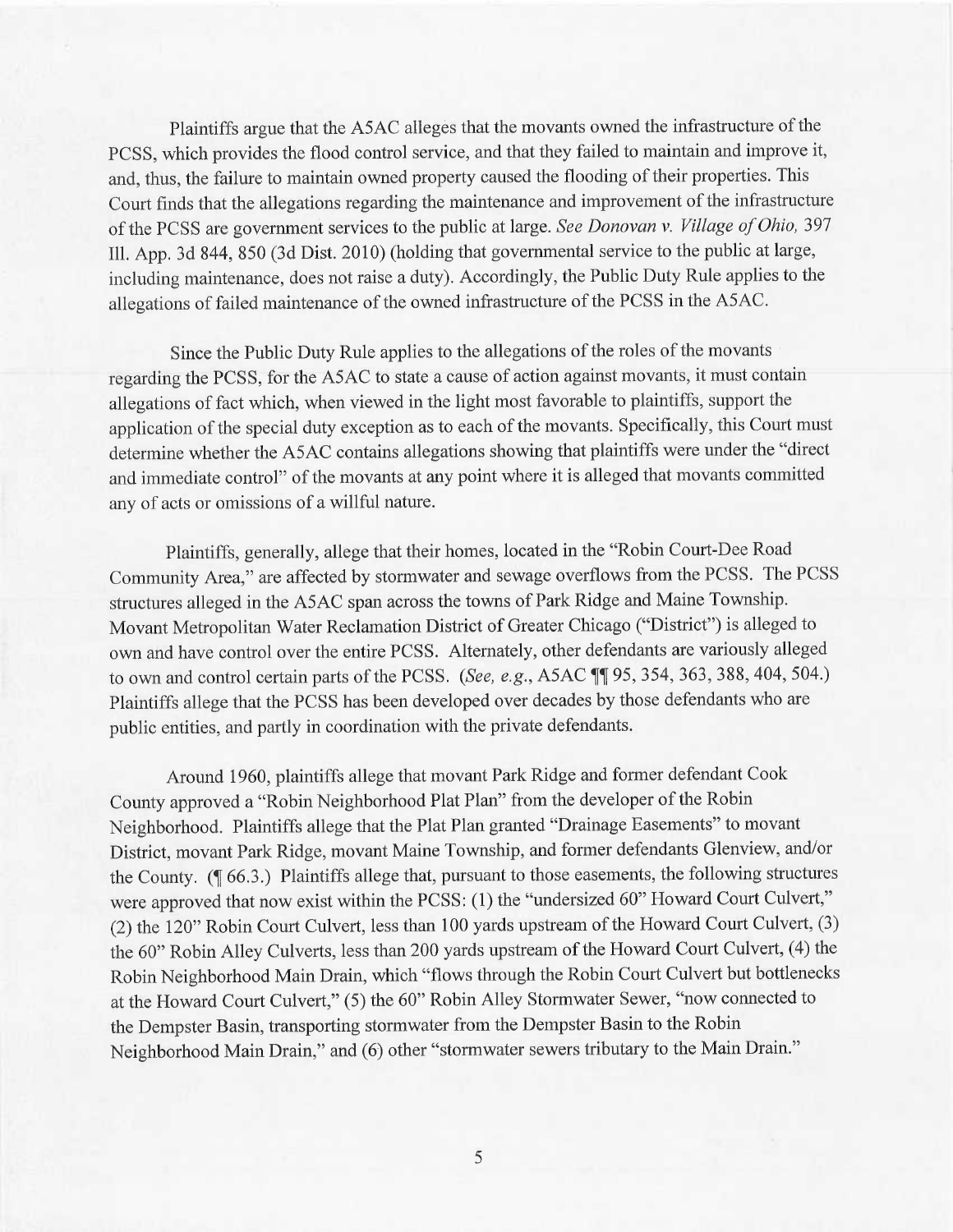Plaintiffs argue that the A5AC alleges that the movants owned the infrastructure of the PCSS, which provides the flood control service, and that they failed to maintain and improve it, and, thus, the failure to maintain owned property caused the flooding of their properties. This Court finds that the allegations regarding the maintenance and improvement of the infrastructure of the PCSS are government services to the public at large. *See Donovan v. Village of Ohio*, 397 Ill. App. 3d 844, 850 (3d Dist. 2010) (holding that governmental service to the public at large, including maintenance, does not raise a duty). Accordingly, the Public Duty Rule applies to the allegations of failed maintenance of the owned infrastructure of the PCSS in the A5AC.

Since the Public Duty Rule applies to the allegations of the roles of the movants regarding the PCSS, for the A5AC to state a cause of action against movants, it must contain allegations of fact which, when viewed in the light most favorable to plaintiffs, support the application of the special duty exception as to each of the movants. Specifically, this Court must determine whether the A5AC contains allegations showing that plaintiffs were under the "direct and immediate control" of the movants at any point where it is alleged that movants committed any of acts or omissions of a willful nature.

Plaintiffs, generally, allege that their homes, located in the "Robin Court-Dee Road Community Area," are affected by stormwater and sewage overflows from the PCSS. The PCSS structures alleged in the A5AC span across the towns of Park Ridge and Maine Township. Movant Metropolitan Water Reclamation District of Greater Chicago ("District") is alleged to own and have control over the entire PCSS. Alternately, other defendants are variously alleged to own and control certain parts of the PCSS. (*See, e.g.*, A5AC ¶¶ 95, 354, 363, 388, 404, 504.) Plaintiffs allege that the PCSS has been developed over decades by those defendants who are public entities, and partly in coordination with the private defendants.

Around 1960, plaintiffs allege that movant Park Ridge and former defendant Cook County approved a "Robin Neighborhood Plat Plan" from the developer of the Robin Neighborhood. Plaintiffs allege that the Plat Plan granted "Drainage Easements" to movant District, movant Park Ridge, movant Maine Township, and former defendants Glenview, and/or the County. (¶ 66.3.) Plaintiffs allege that, pursuant to those easements, the following structures were approved that now exist within the PCSS: (1) the "undersized 60" Howard Court Culvert," (2) the 120" Robin Court Culvert, less than 100 yards upstream of the Howard Court Culvert, (3) the 60" Robin Alley Culverts, less than 200 yards upstream of the Howard Court Culvert, (4) the Robin Neighborhood Main Drain, which "flows through the Robin Court Culvert but bottlenecks at the Howard Court Culvert," (5) the 60" Robin Alley Stormwater Sewer, "now connected to the Dempster Basin, transporting stormwater from the Dempster Basin to the Robin Neighborhood Main Drain," and (6) other "stormwater sewers tributary to the Main Drain."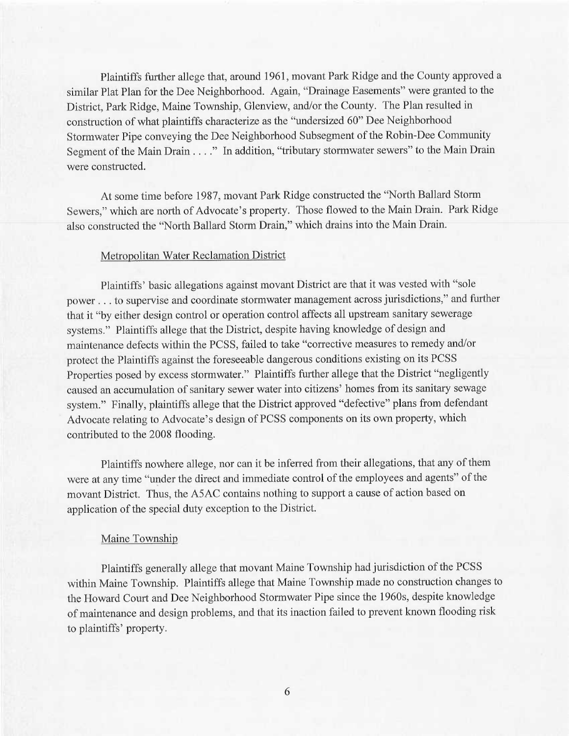Plaintiffs further allege that, around 1961, movant Park Ridge and the County approved a similar Plat Plan for the Dee Neighborhood. Again, "Drainage Easements" were granted to the District, Park Ridge, Maine Township, Glenview, and/or the County. The Plan resulted in construction of what plaintiffs characterize as the "undersized 60" Dee Neighborhood Stormwater Pipe conveying the Dee Neighborhood Subsegment of the Robin-Dee Community Segment of the Main Drain . . . ." In addition, "tributary stormwater sewers" to the Main Drain were constructed.

At some time before 1987, movant Park Ridge constructed the "North Ballard Storm Sewers," which are north of Advocate's property. Those flowed to the Main Drain. Park Ridge also constructed the "North Ballard Storm Drain," which drains into the Main Drain.

Metropolitan Water Reclamation District

Plaintiffs' basic allegations against movant District are that it was vested with "sole power . . . to supervise and coordinate stormwater management across jurisdictions," and further that it "by either design control or operation control affects all upstream sanitary sewerage systems." Plaintiffs allege that the District, despite having knowledge of design and maintenance defects within the PCSS, failed to take "corrective measures to remedy and/or protect the Plaintiffs against the foreseeable dangerous conditions existing on its PCSS Properties posed by excess stormwater." Plaintiffs further allege that the District "negligently caused an accumulation of sanitary sewer water into citizens' homes from its sanitary sewage system." Finally, plaintiffs allege that the District approved "defective" plans from defendant Advocate relating to Advocate's design of PCSS components on its own property, which contributed to the 2008 flooding.

Plaintiffs nowhere allege, nor can it be inferred from their allegations, that any of them were at any time "under the direct and immediate control of the employees and agents" of the movant District. Thus, the A5AC contains nothing to support a cause of action based on application of the special duty exception to the District.

Maine Township

Plaintiffs generally allege that movant Maine Township had jurisdiction of the PCSS within Maine Township. Plaintiffs allege that Maine Township made no construction changes to the Howard Court and Dee Neighborhood Stormwater Pipe since the 1960s, despite knowledge of maintenance and design problems, and that its inaction failed to prevent known flooding risk to plaintiffs' property.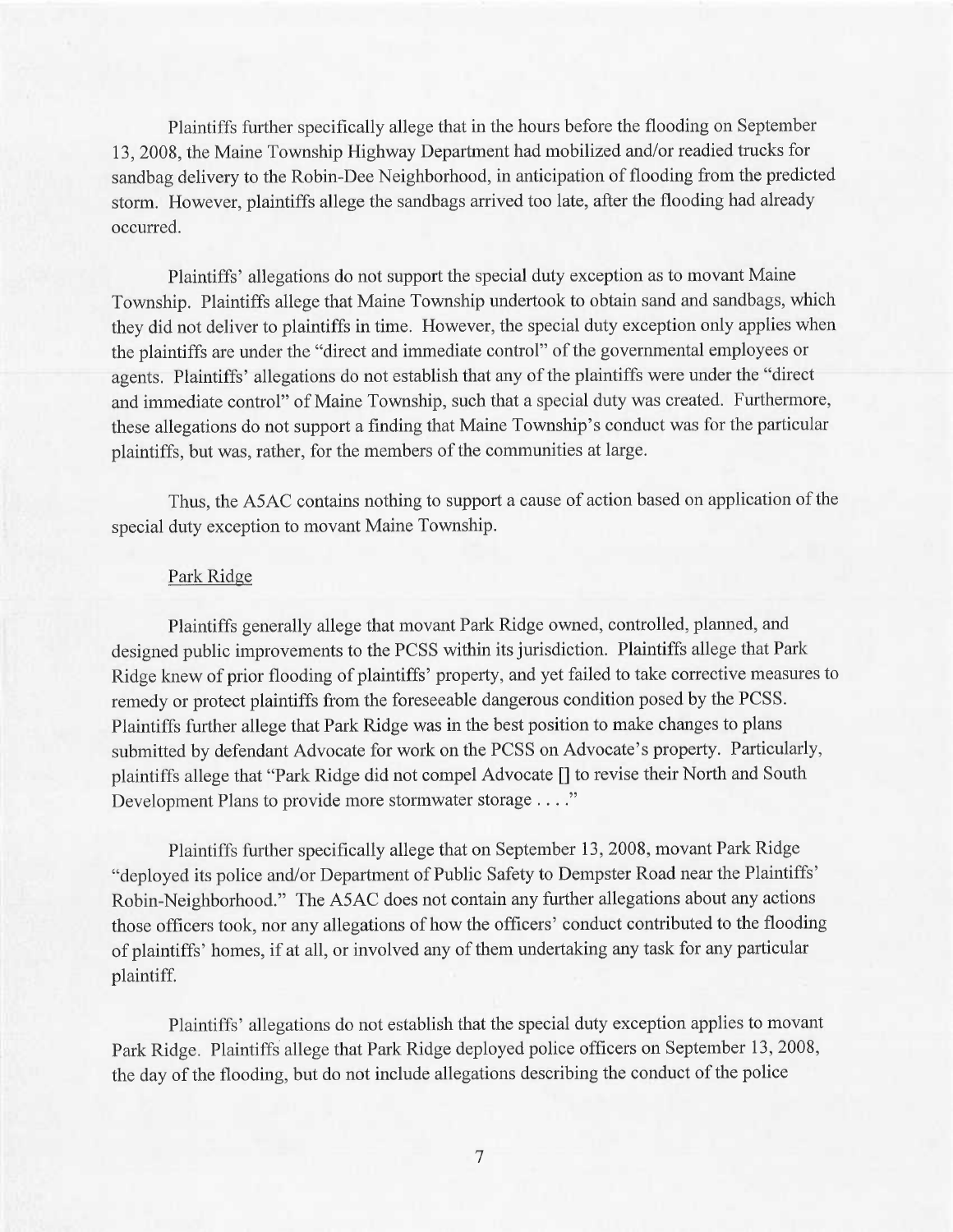Plaintiffs further specifically allege that in the hours before the flooding on September 13, 2008, the Maine Township Highway Department had mobilized and/or readied trucks for sandbag delivery to the Robin-Dee Neighborhood, in anticipation of flooding from the predicted storm. However, plaintiffs allege the sandbags arrived too late, after the flooding had already occurred.

Plaintiffs' allegations do not support the special duty exception as to movant Maine Township. Plaintiffs allege that Maine Township undertook to obtain sand and sandbags, which they did not deliver to plaintiffs in time. However, the special duty exception only applies when the plaintiffs are under the "direct and immediate control" of the governmental employees or agents. Plaintiffs' allegations do not establish that any of the plaintiffs were under the "direct and immediate control" of Maine Township, such that a special duty was created. Furthermore, these allegations do not support a finding that Maine Township's conduct was for the particular plaintiffs, but was, rather, for the members of the communities at large.

Thus, the A5AC contains nothing to support a cause of action based on application of the special duty exception to movant Maine Township.

Park Ridge

Plaintiffs generally allege that movant Park Ridge owned, controlled, planned, and designed public improvements to the PCSS within its jurisdiction. Plaintiffs allege that Park Ridge knew of prior flooding of plaintiffs' property, and yet failed to take corrective measures to remedy or protect plaintiffs from the foreseeable dangerous condition posed by the PCSS. Plaintiffs further allege that Park Ridge was in the best position to make changes to plans submitted by defendant Advocate for work on the PCSS on Advocate's property. Particularly, plaintiffs allege that "Park Ridge did not compel Advocate [] to revise their North and South Development Plans to provide more stormwater storage . . . ."

Plaintiffs further specifically allege that on September 13, 2008, movant Park Ridge "deployed its police and/or Department of Public Safety to Dempster Road near the Plaintiffs' Robin-Neighborhood." The A5AC does not contain any further allegations about any actions those officers took, nor any allegations of how the officers' conduct contributed to the flooding of plaintiffs' homes, if at all, or involved any of them undertaking any task for any particular plaintiff.

Plaintiffs' allegations do not establish that the special duty exception applies to movant Park Ridge. Plaintiffs allege that Park Ridge deployed police officers on September 13, 2008, the day of the flooding, but do not include allegations describing the conduct of the police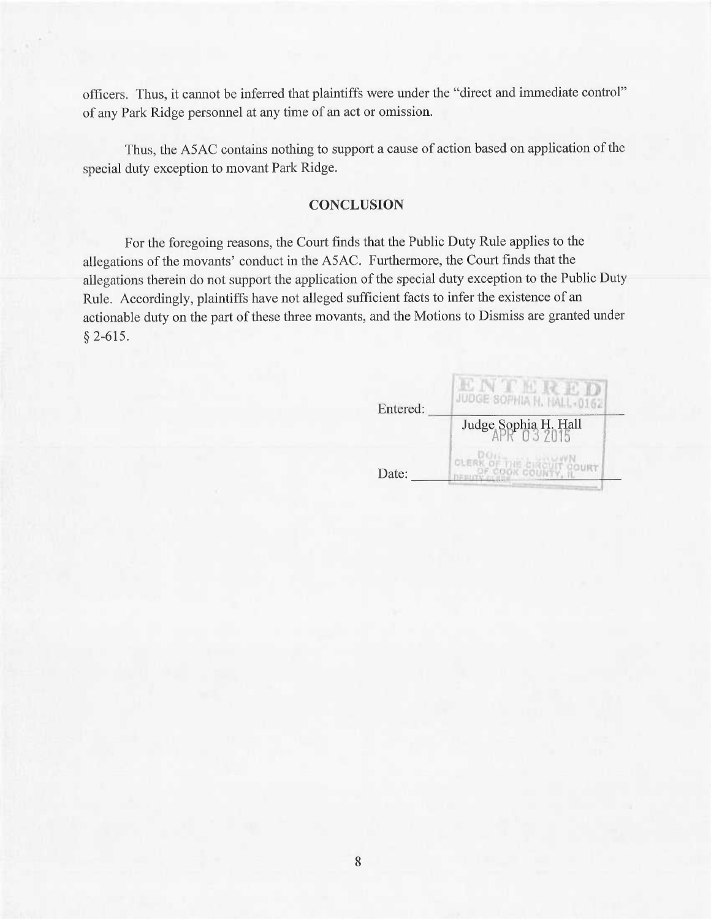officers. Thus, it cannot be inferred that plaintiffs were under the "direct and immediate control" of any Park Ridge personnel at any time of an act or omission.

Thus, the A5AC contains nothing to support a cause of action based on application of the special duty exception to movant Park Ridge.

## CONCLUSION

For the foregoing reasons, the Court finds that the Public Duty Rule applies to the allegations of the movants' conduct in the A5AC. Furthermore, the Court finds that the allegations therein do not support the application of the special duty exception to the Public Duty Rule. Accordingly, plaintiffs have not alleged sufficient facts to infer the existence of an actionable duty on the part of these three movants, and the Motions to Dismiss are granted under § 2-615.

Entered: ENTERED JUDGE SOPHIA H. HALL-0162

Judge Sophia H. Hall

APR 03 2015

Date: CLERK OF THE CIRCUIT COURT OF COOK COUNTY, IL DEPUTY CLERK